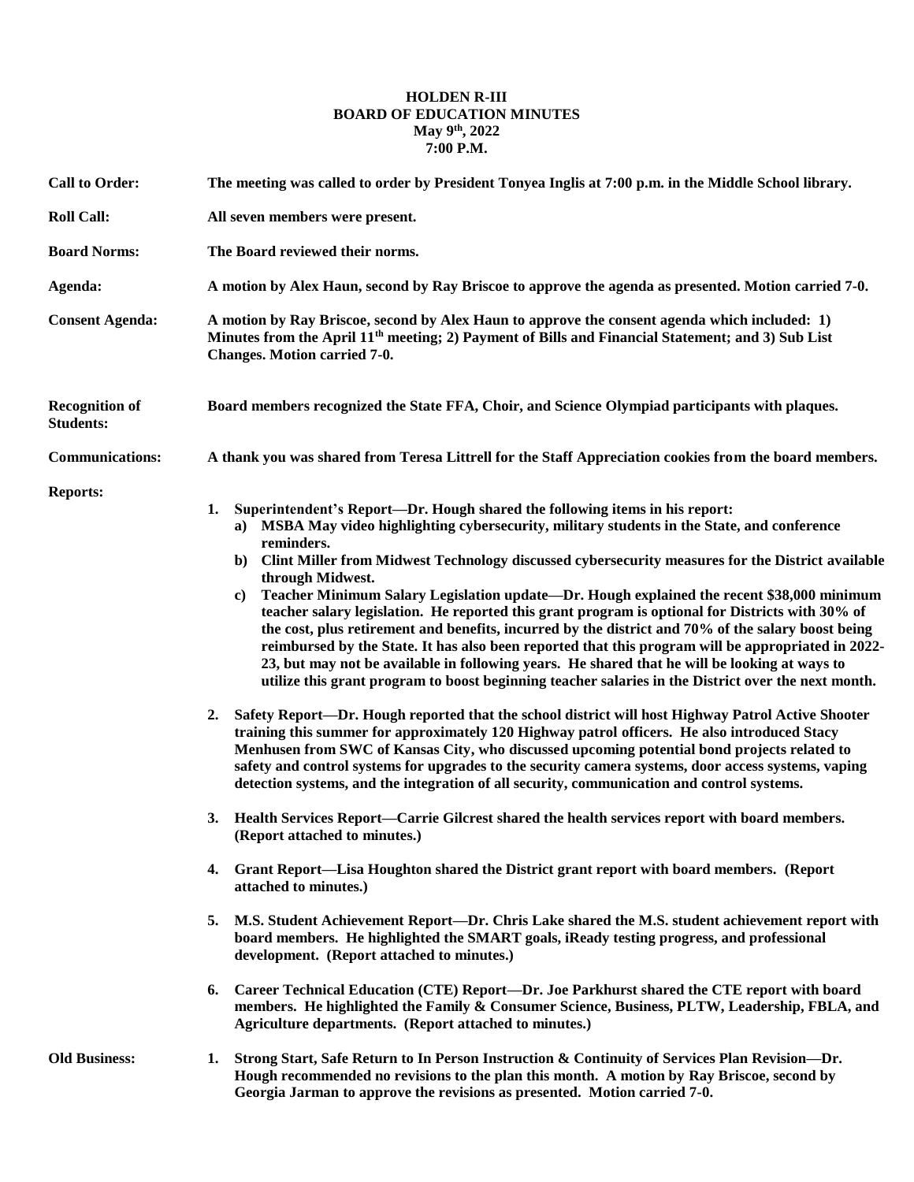# HOLDEN R-III
## BOARD OF EDUCATION MINUTES
### May 9th, 2022
### 7:00 P.M.

**Call to Order:** The meeting was called to order by President Tonyea Inglis at 7:00 p.m. in the Middle School library.

**Roll Call:** All seven members were present.

**Board Norms:** The Board reviewed their norms.

**Agenda:** A motion by Alex Haun, second by Ray Briscoe to approve the agenda as presented. Motion carried 7-0.

**Consent Agenda:** A motion by Ray Briscoe, second by Alex Haun to approve the consent agenda which included: 1) Minutes from the April 11th meeting; 2) Payment of Bills and Financial Statement; and 3) Sub List Changes. Motion carried 7-0.

**Recognition of Students:** Board members recognized the State FFA, Choir, and Science Olympiad participants with plaques.

**Communications:** A thank you was shared from Teresa Littrell for the Staff Appreciation cookies from the board members.

**Reports:**

1. Superintendent's Report—Dr. Hough shared the following items in his report:
   a) MSBA May video highlighting cybersecurity, military students in the State, and conference reminders.
   b) Clint Miller from Midwest Technology discussed cybersecurity measures for the District available through Midwest.
   c) Teacher Minimum Salary Legislation update—Dr. Hough explained the recent $38,000 minimum teacher salary legislation. He reported this grant program is optional for Districts with 30% of the cost, plus retirement and benefits, incurred by the district and 70% of the salary boost being reimbursed by the State. It has also been reported that this program will be appropriated in 2022-23, but may not be available in following years. He shared that he will be looking at ways to utilize this grant program to boost beginning teacher salaries in the District over the next month.

2. Safety Report—Dr. Hough reported that the school district will host Highway Patrol Active Shooter training this summer for approximately 120 Highway patrol officers. He also introduced Stacy Menhusen from SWC of Kansas City, who discussed upcoming potential bond projects related to safety and control systems for upgrades to the security camera systems, door access systems, vaping detection systems, and the integration of all security, communication and control systems.

3. Health Services Report—Carrie Gilcrest shared the health services report with board members. (Report attached to minutes.)

4. Grant Report—Lisa Houghton shared the District grant report with board members. (Report attached to minutes.)

5. M.S. Student Achievement Report—Dr. Chris Lake shared the M.S. student achievement report with board members. He highlighted the SMART goals, iReady testing progress, and professional development. (Report attached to minutes.)

6. Career Technical Education (CTE) Report—Dr. Joe Parkhurst shared the CTE report with board members. He highlighted the Family & Consumer Science, Business, PLTW, Leadership, FBLA, and Agriculture departments. (Report attached to minutes.)

**Old Business:**

1. Strong Start, Safe Return to In Person Instruction & Continuity of Services Plan Revision—Dr. Hough recommended no revisions to the plan this month. A motion by Ray Briscoe, second by Georgia Jarman to approve the revisions as presented. Motion carried 7-0.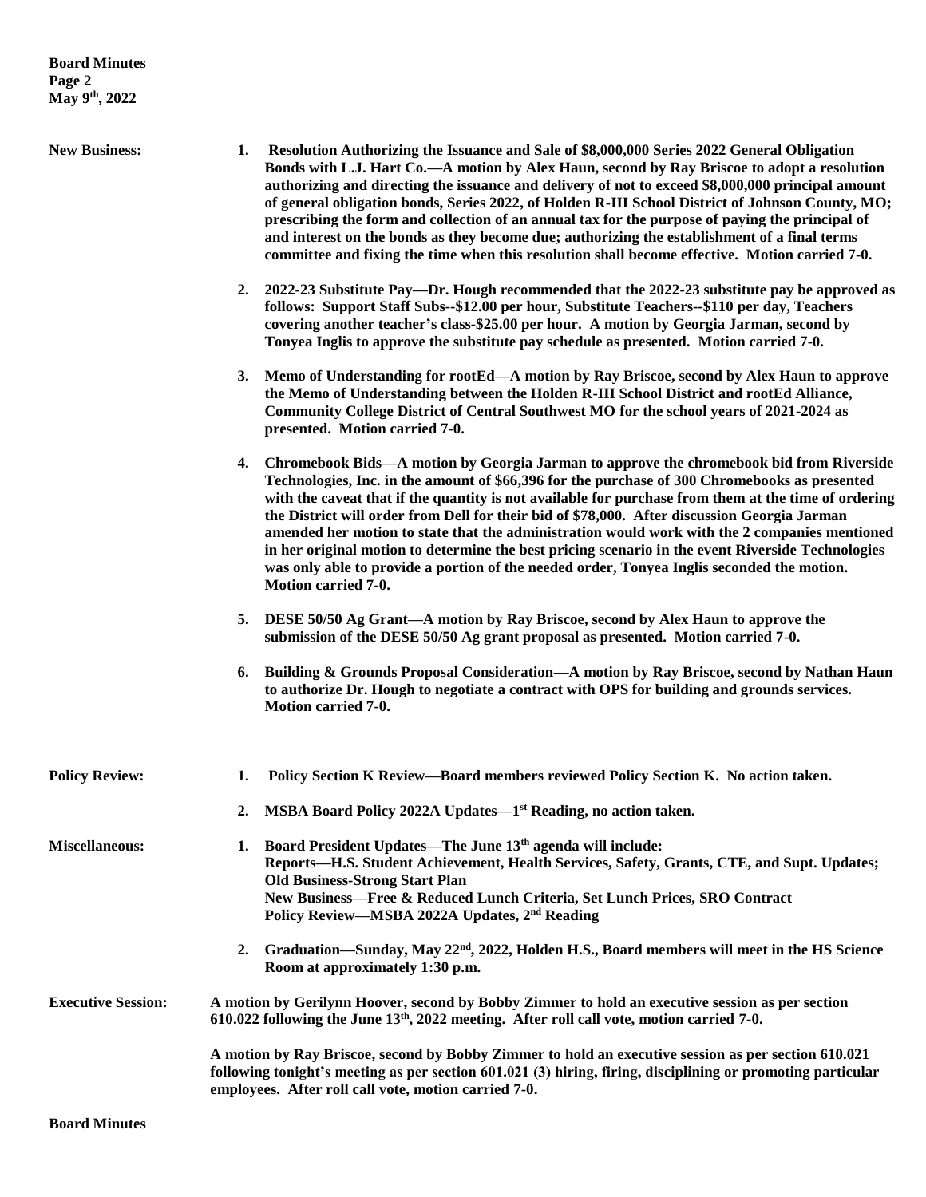**New Business:**

1. **Resolution Authorizing the Issuance and Sale of $8,000,000 Series 2022 General Obligation Bonds with L.J. Hart Co.—A motion by Alex Haun, second by Ray Briscoe to adopt a resolution authorizing and directing the issuance and delivery of not to exceed $8,000,000 principal amount of general obligation bonds, Series 2022, of Holden R-III School District of Johnson County, MO; prescribing the form and collection of an annual tax for the purpose of paying the principal of and interest on the bonds as they become due; authorizing the establishment of a final terms committee and fixing the time when this resolution shall become effective. Motion carried 7-0.**

2. **2022-23 Substitute Pay—Dr. Hough recommended that the 2022-23 substitute pay be approved as follows: Support Staff Subs--$12.00 per hour, Substitute Teachers--$110 per day, Teachers covering another teacher's class-$25.00 per hour. A motion by Georgia Jarman, second by Tonyea Inglis to approve the substitute pay schedule as presented. Motion carried 7-0.**

3. **Memo of Understanding for rootEd—A motion by Ray Briscoe, second by Alex Haun to approve the Memo of Understanding between the Holden R-III School District and rootEd Alliance, Community College District of Central Southwest MO for the school years of 2021-2024 as presented. Motion carried 7-0.**

4. **Chromebook Bids—A motion by Georgia Jarman to approve the chromebook bid from Riverside Technologies, Inc. in the amount of $66,396 for the purchase of 300 Chromebooks as presented with the caveat that if the quantity is not available for purchase from them at the time of ordering the District will order from Dell for their bid of $78,000. After discussion Georgia Jarman amended her motion to state that the administration would work with the 2 companies mentioned in her original motion to determine the best pricing scenario in the event Riverside Technologies was only able to provide a portion of the needed order, Tonyea Inglis seconded the motion. Motion carried 7-0.**

5. **DESE 50/50 Ag Grant—A motion by Ray Briscoe, second by Alex Haun to approve the submission of the DESE 50/50 Ag grant proposal as presented. Motion carried 7-0.**

6. **Building & Grounds Proposal Consideration—A motion by Ray Briscoe, second by Nathan Haun to authorize Dr. Hough to negotiate a contract with OPS for building and grounds services. Motion carried 7-0.**

**Policy Review:**

1. **Policy Section K Review—Board members reviewed Policy Section K. No action taken.**

2. **MSBA Board Policy 2022A Updates—1st Reading, no action taken.**

**Miscellaneous:**

1. **Board President Updates—The June 13th agenda will include:**
   **Reports—H.S. Student Achievement, Health Services, Safety, Grants, CTE, and Supt. Updates;**
   **Old Business-Strong Start Plan**
   **New Business—Free & Reduced Lunch Criteria, Set Lunch Prices, SRO Contract**
   **Policy Review—MSBA 2022A Updates, 2nd Reading**

2. **Graduation—Sunday, May 22nd, 2022, Holden H.S., Board members will meet in the HS Science Room at approximately 1:30 p.m.**

**Executive Session:**

**A motion by Gerilynn Hoover, second by Bobby Zimmer to hold an executive session as per section 610.022 following the June 13th, 2022 meeting. After roll call vote, motion carried 7-0.**

**A motion by Ray Briscoe, second by Bobby Zimmer to hold an executive session as per section 610.021 following tonight's meeting as per section 601.021 (3) hiring, firing, disciplining or promoting particular employees. After roll call vote, motion carried 7-0.**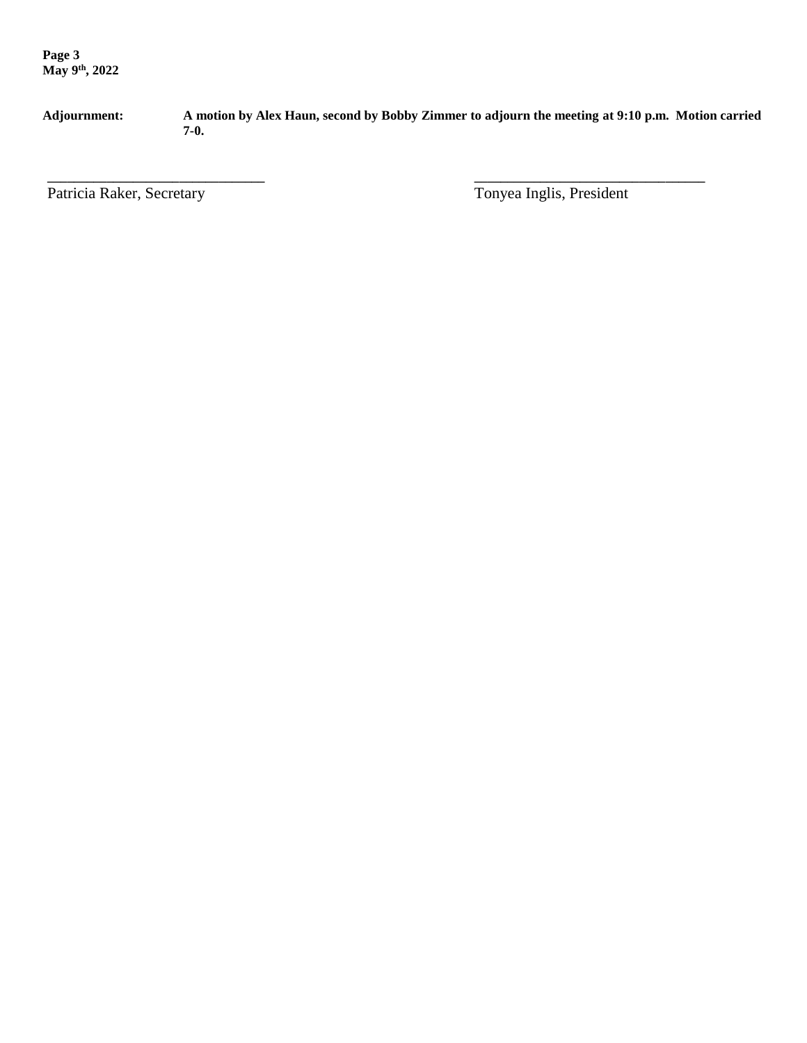**Adjournment:** **A motion by Alex Haun, second by Bobby Zimmer to adjourn the meeting at 9:10 p.m. Motion carried 7-0.**

\_\_\_\_\_\_\_\_\_\_\_\_\_\_\_\_\_\_\_\_\_\_\_\_\_\_\_\_\_\_
Patricia Raker, Secretary

\_\_\_\_\_\_\_\_\_\_\_\_\_\_\_\_\_\_\_\_\_\_\_\_\_\_\_\_\_\_
Tonyea Inglis, President